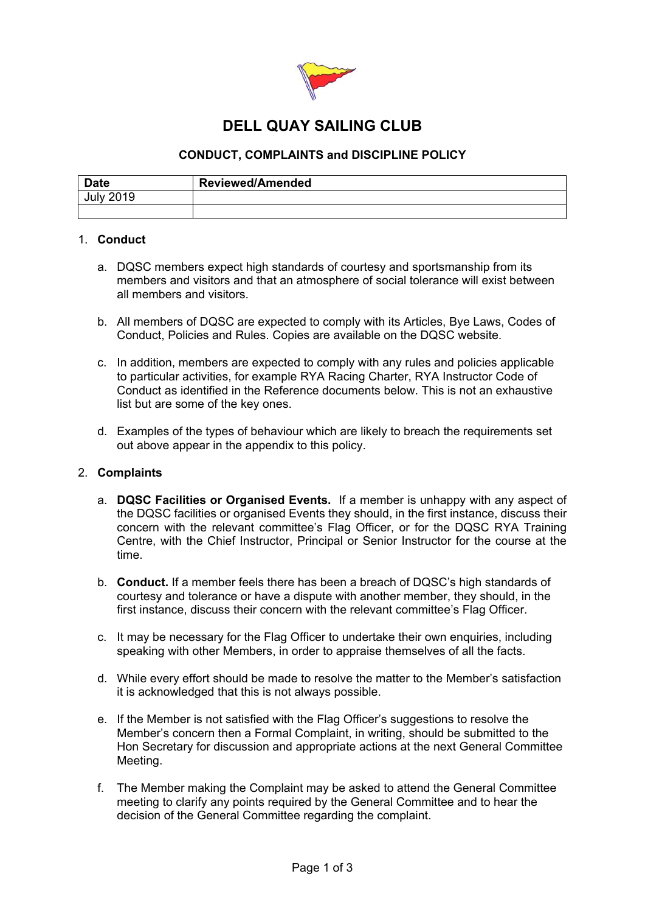# DELL QUAY SAILING CLUB

## CONDUCT, COMPLAINTS and DISCIPLINE POLICY

| Date | Reviewed/Amended |
|---|---|
| July 2019 | |
| | |

1. **Conduct**

   a. DQSC members expect high standards of courtesy and sportsmanship from its members and visitors and that an atmosphere of social tolerance will exist between all members and visitors.

   b. All members of DQSC are expected to comply with its Articles, Bye Laws, Codes of Conduct, Policies and Rules. Copies are available on the DQSC website.

   c. In addition, members are expected to comply with any rules and policies applicable to particular activities, for example RYA Racing Charter, RYA Instructor Code of Conduct as identified in the Reference documents below. This is not an exhaustive list but are some of the key ones.

   d. Examples of the types of behaviour which are likely to breach the requirements set out above appear in the appendix to this policy.

2. **Complaints**

   a. **DQSC Facilities or Organised Events.** If a member is unhappy with any aspect of the DQSC facilities or organised Events they should, in the first instance, discuss their concern with the relevant committee's Flag Officer, or for the DQSC RYA Training Centre, with the Chief Instructor, Principal or Senior Instructor for the course at the time.

   b. **Conduct.** If a member feels there has been a breach of DQSC's high standards of courtesy and tolerance or have a dispute with another member, they should, in the first instance, discuss their concern with the relevant committee's Flag Officer.

   c. It may be necessary for the Flag Officer to undertake their own enquiries, including speaking with other Members, in order to appraise themselves of all the facts.

   d. While every effort should be made to resolve the matter to the Member's satisfaction it is acknowledged that this is not always possible.

   e. If the Member is not satisfied with the Flag Officer's suggestions to resolve the Member's concern then a Formal Complaint, in writing, should be submitted to the Hon Secretary for discussion and appropriate actions at the next General Committee Meeting.

   f. The Member making the Complaint may be asked to attend the General Committee meeting to clarify any points required by the General Committee and to hear the decision of the General Committee regarding the complaint.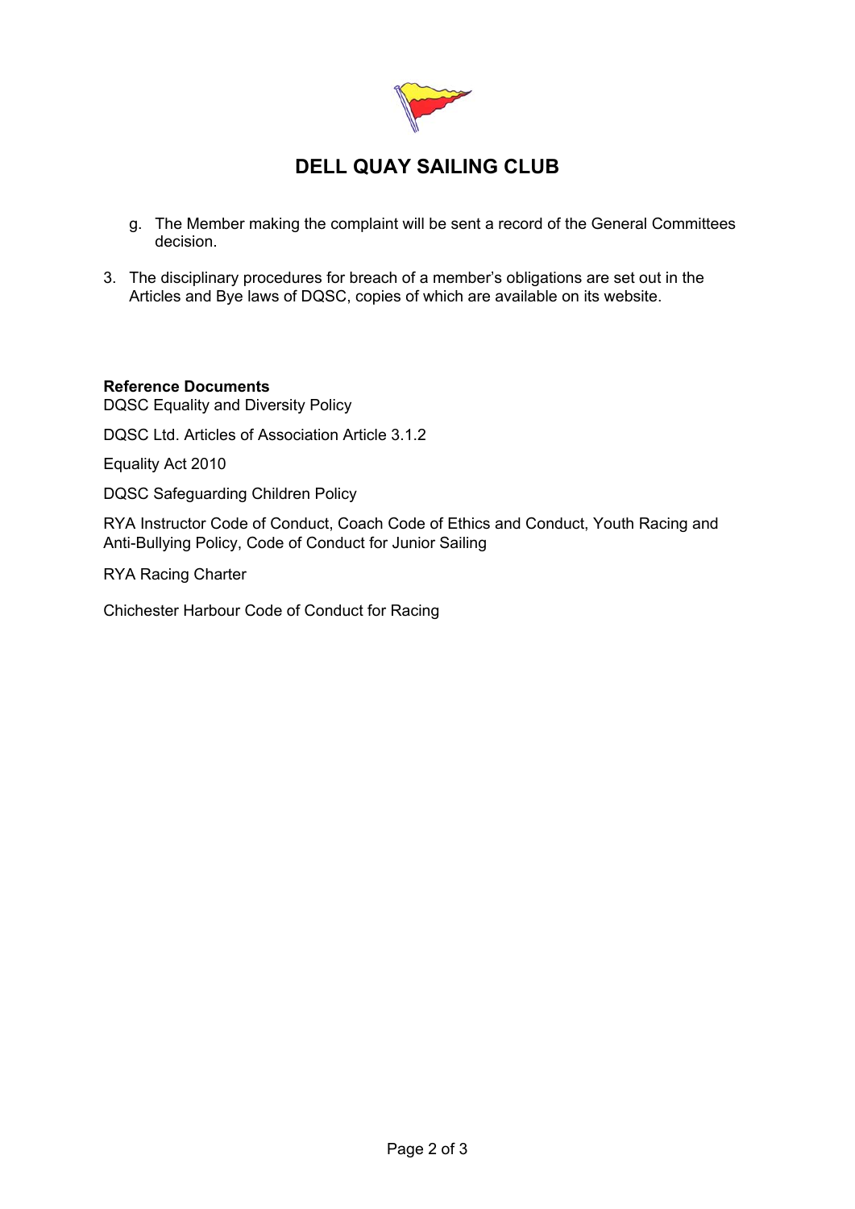# DELL QUAY SAILING CLUB

g. The Member making the complaint will be sent a record of the General Committees decision.

3. The disciplinary procedures for breach of a member's obligations are set out in the Articles and Bye laws of DQSC, copies of which are available on its website.

**Reference Documents**

DQSC Equality and Diversity Policy

DQSC Ltd. Articles of Association Article 3.1.2

Equality Act 2010

DQSC Safeguarding Children Policy

RYA Instructor Code of Conduct, Coach Code of Ethics and Conduct, Youth Racing and Anti-Bullying Policy, Code of Conduct for Junior Sailing

RYA Racing Charter

Chichester Harbour Code of Conduct for Racing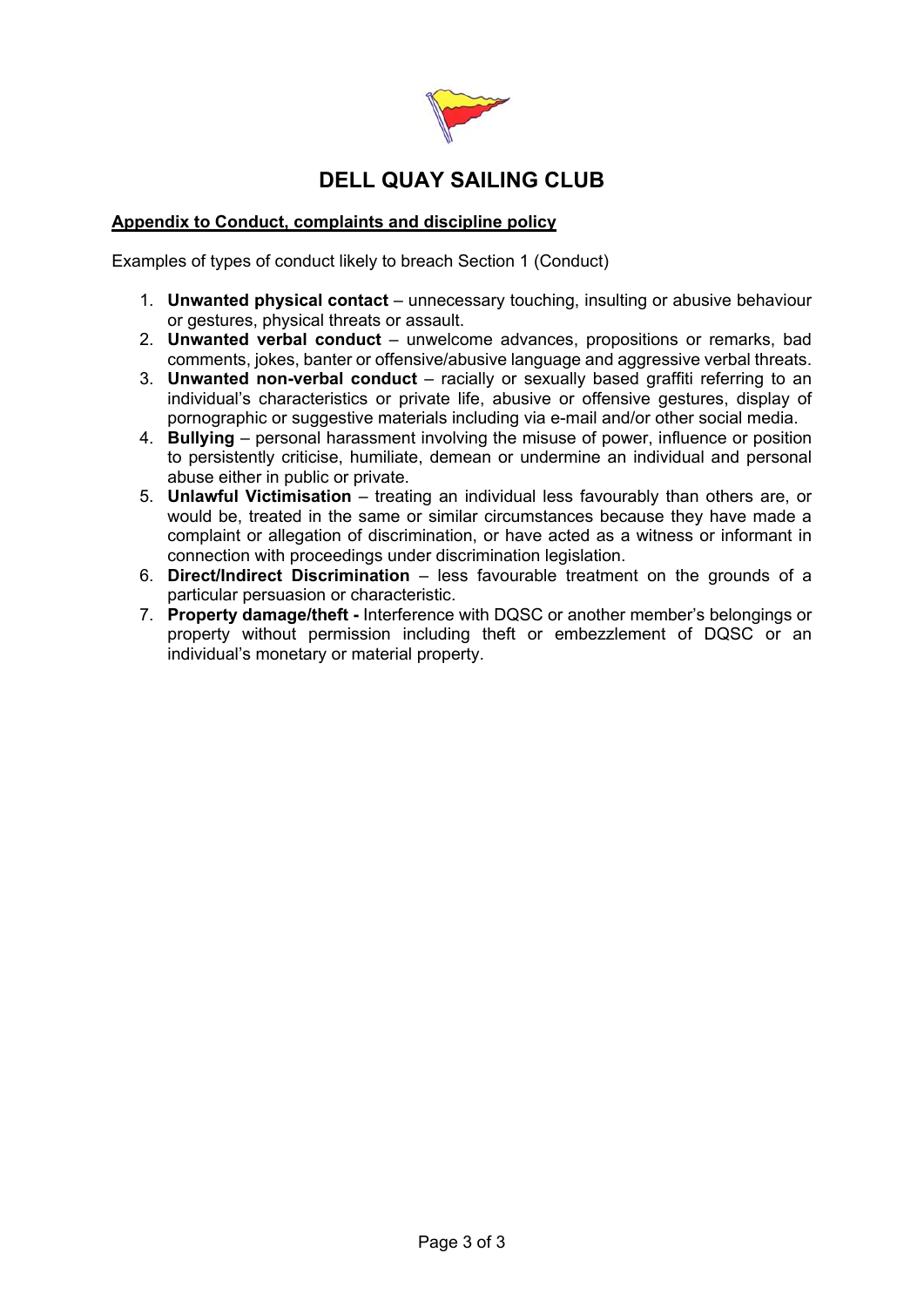# DELL QUAY SAILING CLUB

**Appendix to Conduct, complaints and discipline policy**

Examples of types of conduct likely to breach Section 1 (Conduct)

1. **Unwanted physical contact** – unnecessary touching, insulting or abusive behaviour or gestures, physical threats or assault.
2. **Unwanted verbal conduct** – unwelcome advances, propositions or remarks, bad comments, jokes, banter or offensive/abusive language and aggressive verbal threats.
3. **Unwanted non-verbal conduct** – racially or sexually based graffiti referring to an individual's characteristics or private life, abusive or offensive gestures, display of pornographic or suggestive materials including via e-mail and/or other social media.
4. **Bullying** – personal harassment involving the misuse of power, influence or position to persistently criticise, humiliate, demean or undermine an individual and personal abuse either in public or private.
5. **Unlawful Victimisation** – treating an individual less favourably than others are, or would be, treated in the same or similar circumstances because they have made a complaint or allegation of discrimination, or have acted as a witness or informant in connection with proceedings under discrimination legislation.
6. **Direct/Indirect Discrimination** – less favourable treatment on the grounds of a particular persuasion or characteristic.
7. **Property damage/theft -** Interference with DQSC or another member's belongings or property without permission including theft or embezzlement of DQSC or an individual's monetary or material property.